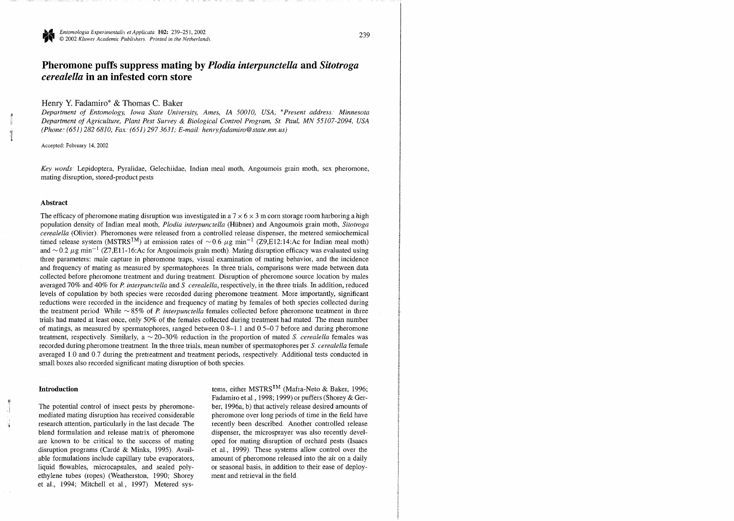# Pheromone puffs suppress mating by *Plodia interpunctella* and *Sitotroga cerealella* in an infested corn store

Henry Y. Fadamiro* & Thomas C. Baker

*Department of Entomology, Iowa State University, Ames, IA 50010, USA; \*Present address: Minnesota Department of Agriculture, Plant Pest Survey & Biological Control Program, St. Paul, MN 55107-2094, USA (Phone: (651) 282 6810; Fax: (651) 297 3631; E-mail: henry.fadamiro@state.mn.us)*

Accepted: February 14, 2002

*Key words:* Lepidoptera, Pyralidae, Gelechiidae, Indian meal moth, Angoumois grain moth, sex pheromone, mating disruption, stored-product pests

## Abstract

The efficacy of pheromone mating disruption was investigated in a 7 × 6 × 3 m corn storage room harboring a high population density of Indian meal moth, *Plodia interpunctella* (Hübner) and Angoumois grain moth, *Sitotroga cerealella* (Olivier). Pheromones were released from a controlled release dispenser, the metered semiochemical timed release system (MSTRS$^{TM}$) at emission rates of $\sim 0.6$ $\mu$g min$^{-1}$ (Z9,E12:14:Ac for Indian meal moth) and $\sim 0.2$ $\mu$g min$^{-1}$ (Z7,E11-16:Ac for Angoumois grain moth). Mating disruption efficacy was evaluated using three parameters: male capture in pheromone traps, visual examination of mating behavior, and the incidence and frequency of mating as measured by spermatophores. In three trials, comparisons were made between data collected before pheromone treatment and during treatment. Disruption of pheromone source location by males averaged 70% and 40% for *P. interpunctella* and *S. cerealella*, respectively, in the three trials. In addition, reduced levels of copulation by both species were recorded during pheromone treatment. More importantly, significant reductions were recorded in the incidence and frequency of mating by females of both species collected during the treatment period. While $\sim$85% of *P. interpunctella* females collected before pheromone treatment in three trials had mated at least once, only 50% of the females collected during treatment had mated. The mean number of matings, as measured by spermatophores, ranged between 0.8–1.1 and 0.5–0.7 before and during pheromone treatment, respectively. Similarly, a $\sim$20–30% reduction in the proportion of mated *S. cerealella* females was recorded during pheromone treatment. In the three trials, mean number of spermatophores per *S. cerealella* female averaged 1.0 and 0.7 during the pretreatment and treatment periods, respectively. Additional tests conducted in small boxes also recorded significant mating disruption of both species.

## Introduction

The potential control of insect pests by pheromone-mediated mating disruption has received considerable research attention, particularly in the last decade. The blend formulation and release matrix of pheromone are known to be critical to the success of mating disruption programs (Cardé & Minks, 1995). Available formulations include capillary tube evaporators, liquid flowables, microcapsules, and sealed polyethylene tubes (ropes) (Weatherston, 1990; Shorey et al., 1994; Mitchell et al., 1997). Metered systems, either MSTRS$^{TM}$ (Mafra-Neto & Baker, 1996; Fadamiro et al., 1998; 1999) or puffers (Shorey & Gerber, 1996a, b) that actively release desired amounts of pheromone over long periods of time in the field have recently been described. Another controlled release dispenser, the microsprayer was also recently developed for mating disruption of orchard pests (Isaacs et al., 1999). These systems allow control over the amount of pheromone released into the air on a daily or seasonal basis, in addition to their ease of deployment and retrieval in the field.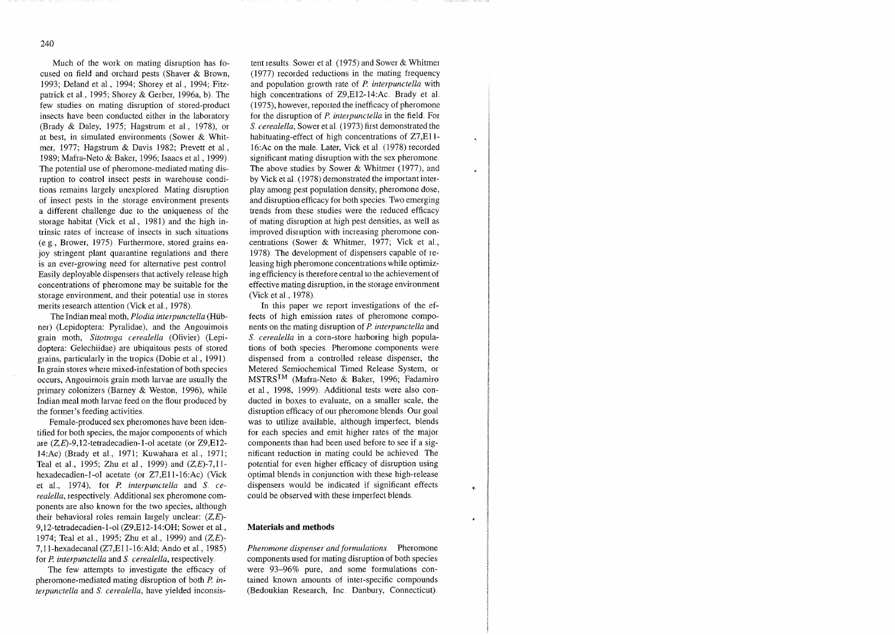Much of the work on mating disruption has focused on field and orchard pests (Shaver & Brown, 1993; Deland et al., 1994; Shorey et al., 1994; Fitzpatrick et al., 1995; Shorey & Gerber, 1996a, b). The few studies on mating disruption of stored-product insects have been conducted either in the laboratory (Brady & Daley, 1975; Hagstrum et al., 1978), or at best, in simulated environments (Sower & Whitmer, 1977; Hagstrum & Davis 1982; Prevett et al., 1989; Mafra-Neto & Baker, 1996; Isaacs et al., 1999). The potential use of pheromone-mediated mating disruption to control insect pests in warehouse conditions remains largely unexplored. Mating disruption of insect pests in the storage environment presents a different challenge due to the uniqueness of the storage habitat (Vick et al., 1981) and the high intrinsic rates of increase of insects in such situations (e.g., Brower, 1975). Furthermore, stored grains enjoy stringent plant quarantine regulations and there is an ever-growing need for alternative pest control. Easily deployable dispensers that actively release high concentrations of pheromone may be suitable for the storage environment, and their potential use in stores merits research attention (Vick et al., 1978).

The Indian meal moth, *Plodia interpunctella* (Hübner) (Lepidoptera: Pyralidae), and the Angouimois grain moth, *Sitotroga cerealella* (Olivier) (Lepidoptera: Gelechiidae) are ubiquitous pests of stored grains, particularly in the tropics (Dobie et al., 1991). In grain stores where mixed-infestation of both species occurs, Angouimois grain moth larvae are usually the primary colonizers (Barney & Weston, 1996), while Indian meal moth larvae feed on the flour produced by the former's feeding activities.

Female-produced sex pheromones have been identified for both species, the major components of which are (*Z,E*)-9,12-tetradecadien-1-ol acetate (or Z9,E12-14:Ac) (Brady et al., 1971; Kuwahara et al., 1971; Teal et al., 1995; Zhu et al., 1999) and (*Z,E*)-7,11-hexadecadien-1-ol acetate (or Z7,E11-16:Ac) (Vick et al., 1974), for *P. interpunctella* and *S. cerealella*, respectively. Additional sex pheromone components are also known for the two species, although their behavioral roles remain largely unclear: (*Z,E*)-9,12-tetradecadien-1-ol (Z9,E12-14:OH; Sower et al., 1974; Teal et al., 1995; Zhu et al., 1999) and (*Z,E*)-7,11-hexadecanal (Z7,E11-16:Ald; Ando et al., 1985) for *P. interpunctella* and *S. cerealella*, respectively.

The few attempts to investigate the efficacy of pheromone-mediated mating disruption of both *P. interpunctella* and *S. cerealella*, have yielded inconsistent results. Sower et al. (1975) and Sower & Whitmer (1977) recorded reductions in the mating frequency and population growth rate of *P. interpunctella* with high concentrations of Z9,E12-14:Ac. Brady et al. (1975), however, reported the inefficacy of pheromone for the disruption of *P. interpunctella* in the field. For *S. cerealella*, Sower et al. (1973) first demonstrated the habituating-effect of high concentrations of Z7,E11-16:Ac on the male. Later, Vick et al. (1978) recorded significant mating disruption with the sex pheromone. The above studies by Sower & Whitmer (1977), and by Vick et al. (1978) demonstrated the important interplay among pest population density, pheromone dose, and disruption efficacy for both species. Two emerging trends from these studies were the reduced efficacy of mating disruption at high pest densities, as well as improved disruption with increasing pheromone concentrations (Sower & Whitmer, 1977; Vick et al., 1978). The development of dispensers capable of releasing high pheromone concentrations while optimizing efficiency is therefore central to the achievement of effective mating disruption, in the storage environment (Vick et al., 1978).

In this paper we report investigations of the effects of high emission rates of pheromone components on the mating disruption of *P. interpunctella* and *S. cerealella* in a corn-store harboring high populations of both species. Pheromone components were dispensed from a controlled release dispenser, the Metered Semiochemical Timed Release System, or MSTRS™ (Mafra-Neto & Baker, 1996; Fadamiro et al., 1998, 1999). Additional tests were also conducted in boxes to evaluate, on a smaller scale, the disruption efficacy of our pheromone blends. Our goal was to utilize available, although imperfect, blends for each species and emit higher rates of the major components than had been used before to see if a significant reduction in mating could be achieved. The potential for even higher efficacy of disruption using optimal blends in conjunction with these high-release dispensers would be indicated if significant effects could be observed with these imperfect blends.

## Materials and methods

*Pheromone dispenser and formulations.* Pheromone components used for mating disruption of both species were 93–96% pure, and some formulations contained known amounts of inter-specific compounds (Bedoukian Research, Inc. Danbury, Connecticut).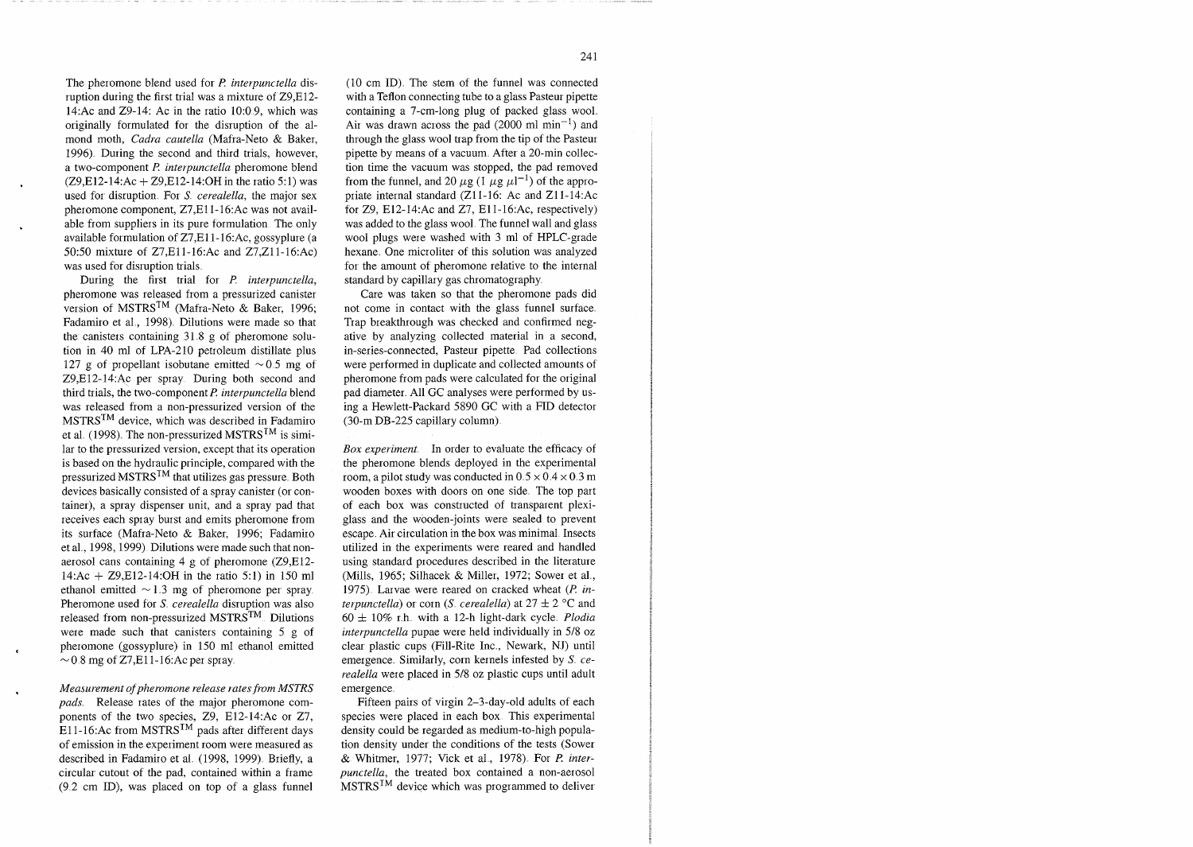The pheromone blend used for *P. interpunctella* disruption during the first trial was a mixture of Z9,E12-14:Ac and Z9-14: Ac in the ratio 10:0.9, which was originally formulated for the disruption of the almond moth, *Cadra cautella* (Mafra-Neto & Baker, 1996). During the second and third trials, however, a two-component *P. interpunctella* pheromone blend (Z9,E12-14:Ac + Z9,E12-14:OH in the ratio 5:1) was used for disruption. For *S. cerealella*, the major sex pheromone component, Z7,E11-16:Ac was not available from suppliers in its pure formulation. The only available formulation of Z7,E11-16:Ac, gossyplure (a 50:50 mixture of Z7,E11-16:Ac and Z7,Z11-16:Ac) was used for disruption trials.

During the first trial for *P. interpunctella*, pheromone was released from a pressurized canister version of MSTRS$^{TM}$ (Mafra-Neto & Baker, 1996; Fadamiro et al., 1998). Dilutions were made so that the canisters containing 31.8 g of pheromone solution in 40 ml of LPA-210 petroleum distillate plus 127 g of propellant isobutane emitted ~0.5 mg of Z9,E12-14:Ac per spray. During both second and third trials, the two-component *P. interpunctella* blend was released from a non-pressurized version of the MSTRS$^{TM}$ device, which was described in Fadamiro et al. (1998). The non-pressurized MSTRS$^{TM}$ is similar to the pressurized version, except that its operation is based on the hydraulic principle, compared with the pressurized MSTRS$^{TM}$ that utilizes gas pressure. Both devices basically consisted of a spray canister (or container), a spray dispenser unit, and a spray pad that receives each spray burst and emits pheromone from its surface (Mafra-Neto & Baker, 1996; Fadamiro et al., 1998, 1999). Dilutions were made such that non-aerosol cans containing 4 g of pheromone (Z9,E12-14:Ac + Z9,E12-14:OH in the ratio 5:1) in 150 ml ethanol emitted ~1.3 mg of pheromone per spray. Pheromone used for *S. cerealella* disruption was also released from non-pressurized MSTRS$^{TM}$. Dilutions were made such that canisters containing 5 g of pheromone (gossyplure) in 150 ml ethanol emitted ~0.8 mg of Z7,E11-16:Ac per spray.

*Measurement of pheromone release rates from MSTRS pads.* Release rates of the major pheromone components of the two species, Z9, E12-14:Ac or Z7, E11-16:Ac from MSTRS$^{TM}$ pads after different days of emission in the experiment room were measured as described in Fadamiro et al. (1998, 1999). Briefly, a circular cutout of the pad, contained within a frame (9.2 cm ID), was placed on top of a glass funnel (10 cm ID). The stem of the funnel was connected with a Teflon connecting tube to a glass Pasteur pipette containing a 7-cm-long plug of packed glass wool. Air was drawn across the pad (2000 ml min$^{-1}$) and through the glass wool trap from the tip of the Pasteur pipette by means of a vacuum. After a 20-min collection time the vacuum was stopped, the pad removed from the funnel, and 20 $\mu$g (1 $\mu$g $\mu$l$^{-1}$) of the appropriate internal standard (Z11-16: Ac and Z11-14:Ac for Z9, E12-14:Ac and Z7, E11-16:Ac, respectively) was added to the glass wool. The funnel wall and glass wool plugs were washed with 3 ml of HPLC-grade hexane. One microliter of this solution was analyzed for the amount of pheromone relative to the internal standard by capillary gas chromatography.

Care was taken so that the pheromone pads did not come in contact with the glass funnel surface. Trap breakthrough was checked and confirmed negative by analyzing collected material in a second, in-series-connected, Pasteur pipette. Pad collections were performed in duplicate and collected amounts of pheromone from pads were calculated for the original pad diameter. All GC analyses were performed by using a Hewlett-Packard 5890 GC with a FID detector (30-m DB-225 capillary column).

*Box experiment.* In order to evaluate the efficacy of the pheromone blends deployed in the experimental room, a pilot study was conducted in 0.5 × 0.4 × 0.3 m wooden boxes with doors on one side. The top part of each box was constructed of transparent plexiglass and the wooden-joints were sealed to prevent escape. Air circulation in the box was minimal. Insects utilized in the experiments were reared and handled using standard procedures described in the literature (Mills, 1965; Silhacek & Miller, 1972; Sower et al., 1975). Larvae were reared on cracked wheat (*P. interpunctella*) or corn (*S. cerealella*) at 27 ± 2 °C and 60 ± 10% r.h. with a 12-h light-dark cycle. *Plodia interpunctella* pupae were held individually in 5/8 oz clear plastic cups (Fill-Rite Inc., Newark, NJ) until emergence. Similarly, corn kernels infested by *S. cerealella* were placed in 5/8 oz plastic cups until adult emergence.

Fifteen pairs of virgin 2–3-day-old adults of each species were placed in each box. This experimental density could be regarded as medium-to-high population density under the conditions of the tests (Sower & Whitmer, 1977; Vick et al., 1978). For *P. interpunctella*, the treated box contained a non-aerosol MSTRS$^{TM}$ device which was programmed to deliver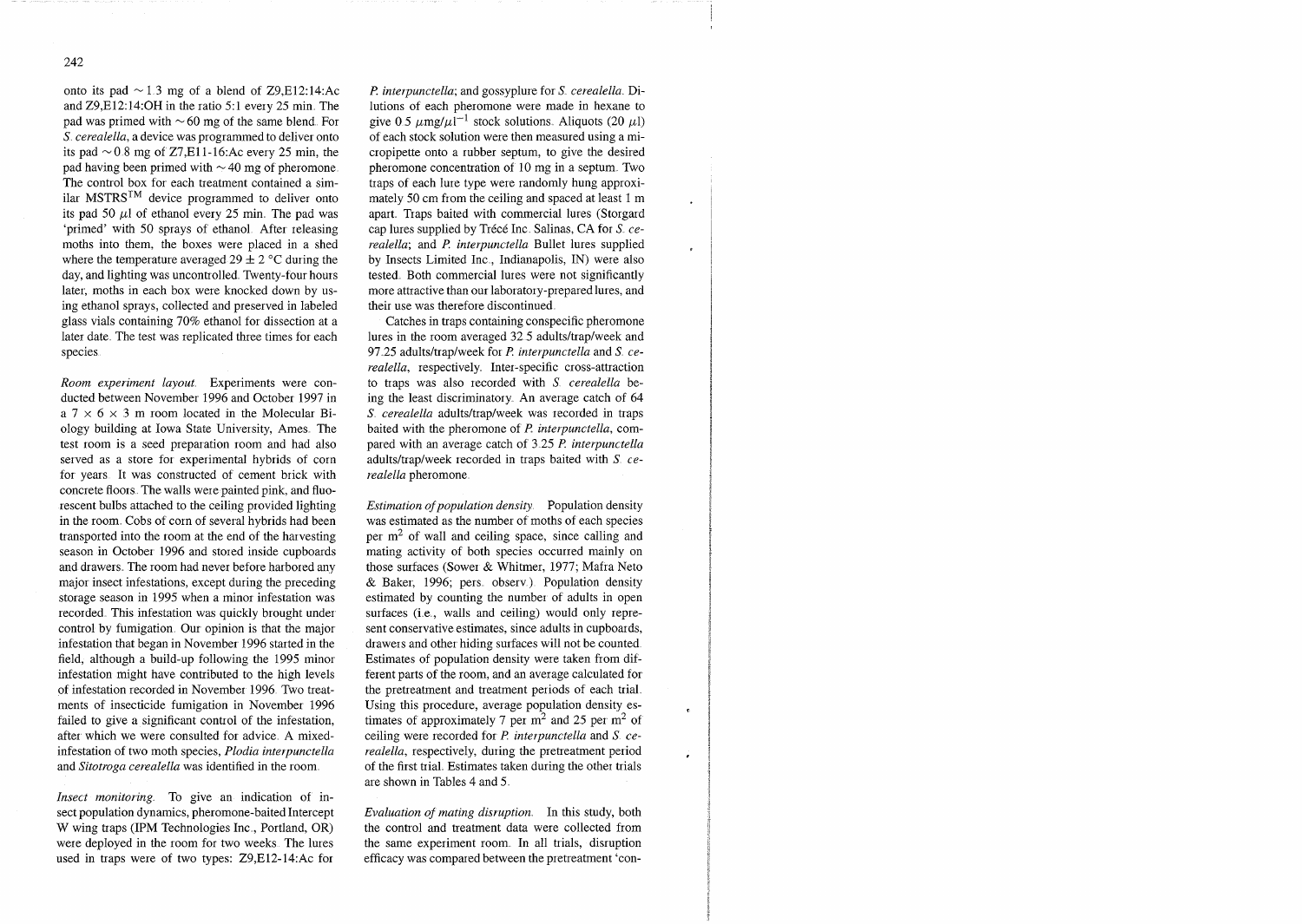onto its pad ~1.3 mg of a blend of Z9,E12:14:Ac and Z9,E12:14:OH in the ratio 5:1 every 25 min. The pad was primed with ~60 mg of the same blend. For *S. cerealella*, a device was programmed to deliver onto its pad ~0.8 mg of Z7,E11-16:Ac every 25 min, the pad having been primed with ~40 mg of pheromone. The control box for each treatment contained a similar MSTRS™ device programmed to deliver onto its pad 50 μl of ethanol every 25 min. The pad was 'primed' with 50 sprays of ethanol. After releasing moths into them, the boxes were placed in a shed where the temperature averaged 29 ± 2 °C during the day, and lighting was uncontrolled. Twenty-four hours later, moths in each box were knocked down by using ethanol sprays, collected and preserved in labeled glass vials containing 70% ethanol for dissection at a later date. The test was replicated three times for each species.

*Room experiment layout.* Experiments were conducted between November 1996 and October 1997 in a 7 × 6 × 3 m room located in the Molecular Biology building at Iowa State University, Ames. The test room is a seed preparation room and had also served as a store for experimental hybrids of corn for years. It was constructed of cement brick with concrete floors. The walls were painted pink, and fluorescent bulbs attached to the ceiling provided lighting in the room. Cobs of corn of several hybrids had been transported into the room at the end of the harvesting season in October 1996 and stored inside cupboards and drawers. The room had never before harbored any major insect infestations, except during the preceding storage season in 1995 when a minor infestation was recorded. This infestation was quickly brought under control by fumigation. Our opinion is that the major infestation that began in November 1996 started in the field, although a build-up following the 1995 minor infestation might have contributed to the high levels of infestation recorded in November 1996. Two treatments of insecticide fumigation in November 1996 failed to give a significant control of the infestation, after which we were consulted for advice. A mixed-infestation of two moth species, *Plodia interpunctella* and *Sitotroga cerealella* was identified in the room.

*Insect monitoring.* To give an indication of insect population dynamics, pheromone-baited Intercept W wing traps (IPM Technologies Inc., Portland, OR) were deployed in the room for two weeks. The lures used in traps were of two types: Z9,E12-14:Ac for *P. interpunctella*; and gossyplure for *S. cerealella*. Dilutions of each pheromone were made in hexane to give 0.5 $\mu$mg/$\mu$l$^{-1}$ stock solutions. Aliquots (20 μl) of each stock solution were then measured using a micropipette onto a rubber septum, to give the desired pheromone concentration of 10 mg in a septum. Two traps of each lure type were randomly hung approximately 50 cm from the ceiling and spaced at least 1 m apart. Traps baited with commercial lures (Storgard cap lures supplied by Trécé Inc. Salinas, CA for *S. cerealella*; and *P. interpunctella* Bullet lures supplied by Insects Limited Inc., Indianapolis, IN) were also tested. Both commercial lures were not significantly more attractive than our laboratory-prepared lures, and their use was therefore discontinued.

Catches in traps containing conspecific pheromone lures in the room averaged 32.5 adults/trap/week and 97.25 adults/trap/week for *P. interpunctella* and *S. cerealella*, respectively. Inter-specific cross-attraction to traps was also recorded with *S. cerealella* being the least discriminatory. An average catch of 64 *S. cerealella* adults/trap/week was recorded in traps baited with the pheromone of *P. interpunctella*, compared with an average catch of 3.25 *P. interpunctella* adults/trap/week recorded in traps baited with *S. cerealella* pheromone.

*Estimation of population density.* Population density was estimated as the number of moths of each species per m$^2$ of wall and ceiling space, since calling and mating activity of both species occurred mainly on those surfaces (Sower & Whitmer, 1977; Mafra Neto & Baker, 1996; pers. observ.). Population density estimated by counting the number of adults in open surfaces (i.e., walls and ceiling) would only represent conservative estimates, since adults in cupboards, drawers and other hiding surfaces will not be counted. Estimates of population density were taken from different parts of the room, and an average calculated for the pretreatment and treatment periods of each trial. Using this procedure, average population density estimates of approximately 7 per m$^2$ and 25 per m$^2$ of ceiling were recorded for *P. interpunctella* and *S. cerealella*, respectively, during the pretreatment period of the first trial. Estimates taken during the other trials are shown in Tables 4 and 5.

*Evaluation of mating disruption.* In this study, both the control and treatment data were collected from the same experiment room. In all trials, disruption efficacy was compared between the pretreatment 'con-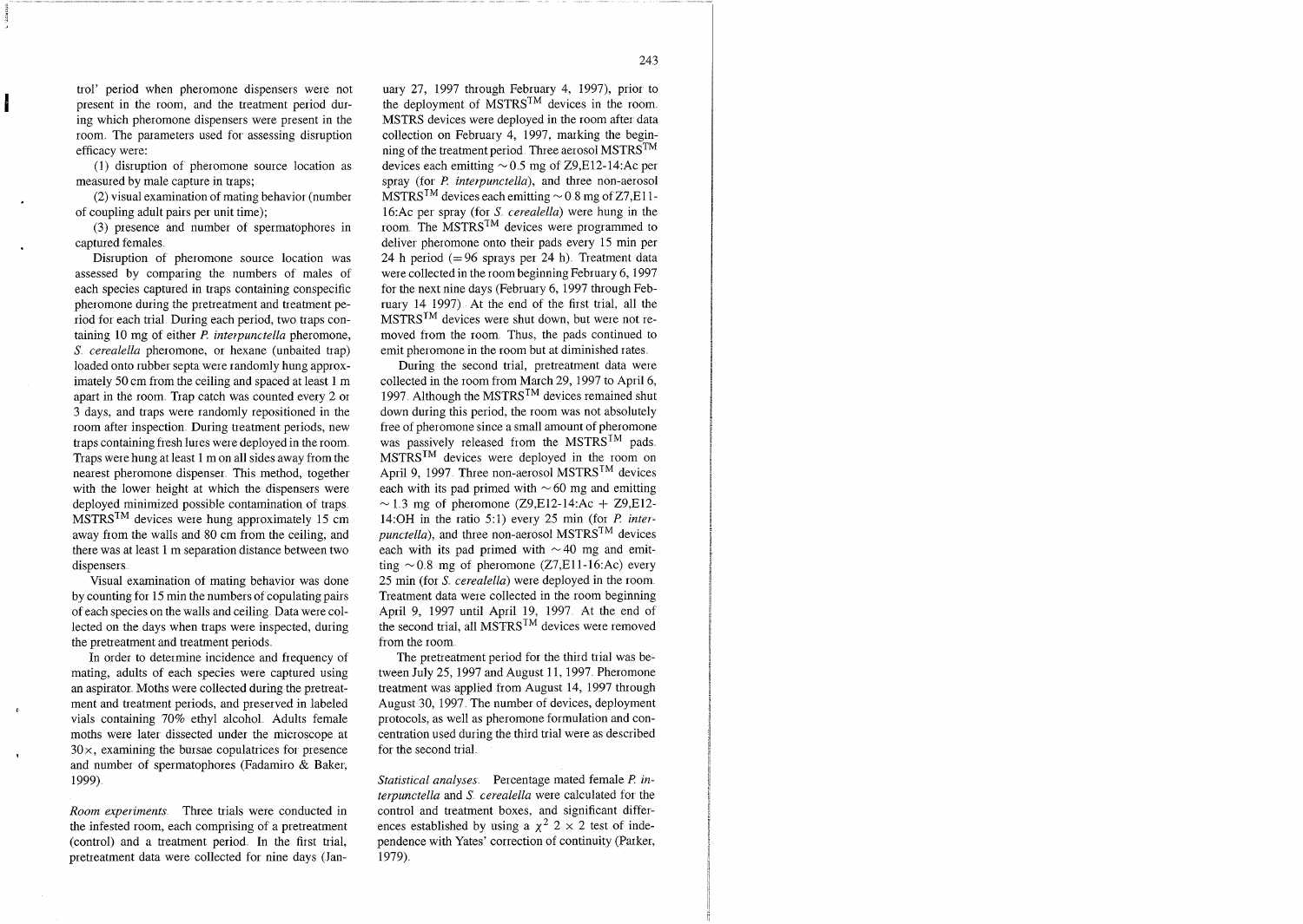trol' period when pheromone dispensers were not present in the room, and the treatment period during which pheromone dispensers were present in the room. The parameters used for assessing disruption efficacy were:

(1) disruption of pheromone source location as measured by male capture in traps;

(2) visual examination of mating behavior (number of coupling adult pairs per unit time);

(3) presence and number of spermatophores in captured females.

Disruption of pheromone source location was assessed by comparing the numbers of males of each species captured in traps containing conspecific pheromone during the pretreatment and treatment period for each trial. During each period, two traps containing 10 mg of either *P. interpunctella* pheromone, *S. cerealella* pheromone, or hexane (unbaited trap) loaded onto rubber septa were randomly hung approximately 50 cm from the ceiling and spaced at least 1 m apart in the room. Trap catch was counted every 2 or 3 days, and traps were randomly repositioned in the room after inspection. During treatment periods, new traps containing fresh lures were deployed in the room. Traps were hung at least 1 m on all sides away from the nearest pheromone dispenser. This method, together with the lower height at which the dispensers were deployed minimized possible contamination of traps. MSTRS$^{TM}$ devices were hung approximately 15 cm away from the walls and 80 cm from the ceiling, and there was at least 1 m separation distance between two dispensers.

Visual examination of mating behavior was done by counting for 15 min the numbers of copulating pairs of each species on the walls and ceiling. Data were collected on the days when traps were inspected, during the pretreatment and treatment periods.

In order to determine incidence and frequency of mating, adults of each species were captured using an aspirator. Moths were collected during the pretreatment and treatment periods, and preserved in labeled vials containing 70% ethyl alcohol. Adults female moths were later dissected under the microscope at 30×, examining the bursae copulatrices for presence and number of spermatophores (Fadamiro & Baker, 1999).

*Room experiments.* Three trials were conducted in the infested room, each comprising of a pretreatment (control) and a treatment period. In the first trial, pretreatment data were collected for nine days (January 27, 1997 through February 4, 1997), prior to the deployment of MSTRS$^{TM}$ devices in the room. MSTRS devices were deployed in the room after data collection on February 4, 1997, marking the beginning of the treatment period. Three aerosol MSTRS$^{TM}$ devices each emitting ~0.5 mg of Z9,E12-14:Ac per spray (for *P. interpunctella*), and three non-aerosol MSTRS$^{TM}$ devices each emitting ~0.8 mg of Z7,E11-16:Ac per spray (for *S. cerealella*) were hung in the room. The MSTRS$^{TM}$ devices were programmed to deliver pheromone onto their pads every 15 min per 24 h period (=96 sprays per 24 h). Treatment data were collected in the room beginning February 6, 1997 for the next nine days (February 6, 1997 through February 14 1997). At the end of the first trial, all the MSTRS$^{TM}$ devices were shut down, but were not removed from the room. Thus, the pads continued to emit pheromone in the room but at diminished rates.

During the second trial, pretreatment data were collected in the room from March 29, 1997 to April 6, 1997. Although the MSTRS$^{TM}$ devices remained shut down during this period, the room was not absolutely free of pheromone since a small amount of pheromone was passively released from the MSTRS$^{TM}$ pads. MSTRS$^{TM}$ devices were deployed in the room on April 9, 1997. Three non-aerosol MSTRS$^{TM}$ devices each with its pad primed with ~60 mg and emitting ~1.3 mg of pheromone (Z9,E12-14:Ac + Z9,E12-14:OH in the ratio 5:1) every 25 min (for *P. interpunctella*), and three non-aerosol MSTRS$^{TM}$ devices each with its pad primed with ~40 mg and emitting ~0.8 mg of pheromone (Z7,E11-16:Ac) every 25 min (for *S. cerealella*) were deployed in the room. Treatment data were collected in the room beginning April 9, 1997 until April 19, 1997. At the end of the second trial, all MSTRS$^{TM}$ devices were removed from the room.

The pretreatment period for the third trial was between July 25, 1997 and August 11, 1997. Pheromone treatment was applied from August 14, 1997 through August 30, 1997. The number of devices, deployment protocols, as well as pheromone formulation and concentration used during the third trial were as described for the second trial.

*Statistical analyses.* Percentage mated female *P. interpunctella* and *S. cerealella* were calculated for the control and treatment boxes, and significant differences established by using a $\chi^2$ 2 × 2 test of independence with Yates' correction of continuity (Parker, 1979).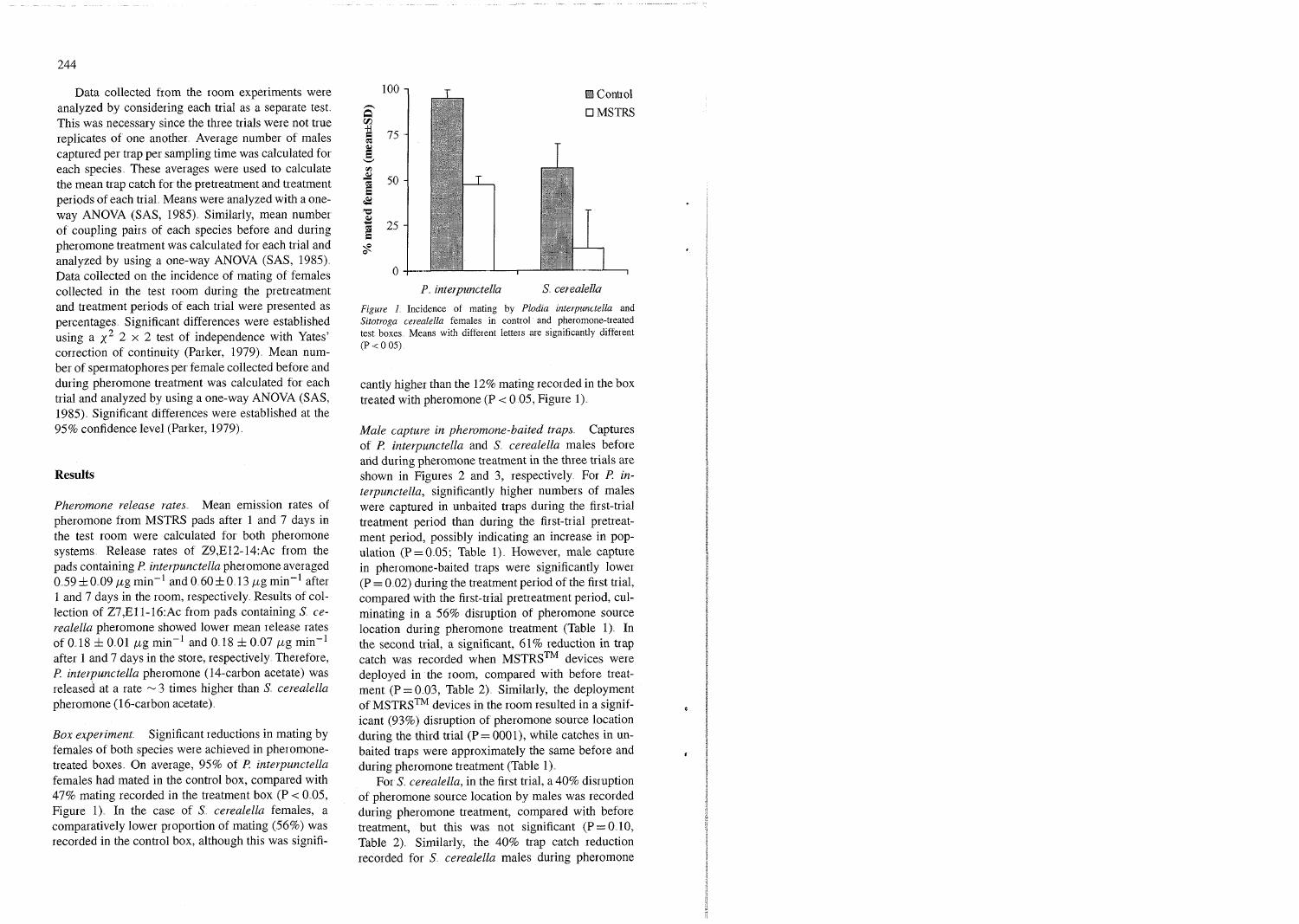Data collected from the room experiments were analyzed by considering each trial as a separate test. This was necessary since the three trials were not true replicates of one another. Average number of males captured per trap per sampling time was calculated for each species. These averages were used to calculate the mean trap catch for the pretreatment and treatment periods of each trial. Means were analyzed with a one-way ANOVA (SAS, 1985). Similarly, mean number of coupling pairs of each species before and during pheromone treatment was calculated for each trial and analyzed by using a one-way ANOVA (SAS, 1985). Data collected on the incidence of mating of females collected in the test room during the pretreatment and treatment periods of each trial were presented as percentages. Significant differences were established using a $\chi^2$ 2 × 2 test of independence with Yates' correction of continuity (Parker, 1979). Mean number of spermatophores per female collected before and during pheromone treatment was calculated for each trial and analyzed by using a one-way ANOVA (SAS, 1985). Significant differences were established at the 95% confidence level (Parker, 1979).

## Results

*Pheromone release rates.* Mean emission rates of pheromone from MSTRS pads after 1 and 7 days in the test room were calculated for both pheromone systems. Release rates of Z9,E12-14:Ac from the pads containing *P. interpunctella* pheromone averaged $0.59 \pm 0.09$ $\mu$g min$^{-1}$ and $0.60 \pm 0.13$ $\mu$g min$^{-1}$ after 1 and 7 days in the room, respectively. Results of collection of Z7,E11-16:Ac from pads containing *S. cerealella* pheromone showed lower mean release rates of $0.18 \pm 0.01$ $\mu$g min$^{-1}$ and $0.18 \pm 0.07$ $\mu$g min$^{-1}$ after 1 and 7 days in the store, respectively. Therefore, *P. interpunctella* pheromone (14-carbon acetate) was released at a rate ~3 times higher than *S. cerealella* pheromone (16-carbon acetate).

*Box experiment.* Significant reductions in mating by females of both species were achieved in pheromone-treated boxes. On average, 95% of *P. interpunctella* females had mated in the control box, compared with 47% mating recorded in the treatment box ($P < 0.05$, Figure 1). In the case of *S. cerealella* females, a comparatively lower proportion of mating (56%) was recorded in the control box, although this was significantly higher than the 12% mating recorded in the box treated with pheromone ($P < 0.05$, Figure 1).

*Figure 1.* Incidence of mating by *Plodia interpunctella* and *Sitotroga cerealella* females in control and pheromone-treated test boxes. Means with different letters are significantly different ($P < 0.05$).

*Male capture in pheromone-baited traps.* Captures of *P. interpunctella* and *S. cerealella* males before and during pheromone treatment in the three trials are shown in Figures 2 and 3, respectively. For *P. interpunctella*, significantly higher numbers of males were captured in unbaited traps during the first-trial treatment period than during the first-trial pretreatment period, possibly indicating an increase in population ($P = 0.05$; Table 1). However, male capture in pheromone-baited traps were significantly lower ($P = 0.02$) during the treatment period of the first trial, compared with the first-trial pretreatment period, culminating in a 56% disruption of pheromone source location during pheromone treatment (Table 1). In the second trial, a significant, 61% reduction in trap catch was recorded when MSTRS™ devices were deployed in the room, compared with before treatment ($P = 0.03$, Table 2). Similarly, the deployment of MSTRS™ devices in the room resulted in a significant (93%) disruption of pheromone source location during the third trial ($P = 0001$), while catches in unbaited traps were approximately the same before and during pheromone treatment (Table 1).

For *S. cerealella*, in the first trial, a 40% disruption of pheromone source location by males was recorded during pheromone treatment, compared with before treatment, but this was not significant ($P = 0.10$, Table 2). Similarly, the 40% trap catch reduction recorded for *S. cerealella* males during pheromone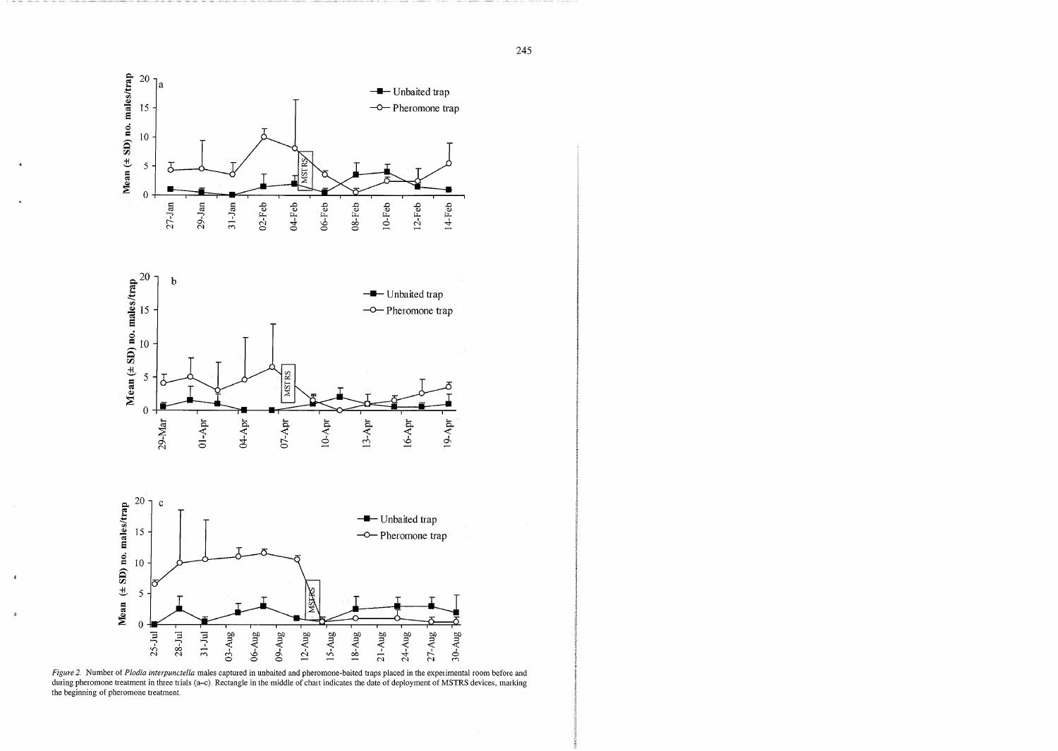*Figure 2.* Number of *Plodia interpunctella* males captured in unbaited and pheromone-baited traps placed in the experimental room before and during pheromone treatment in three trials (a–c). Rectangle in the middle of chart indicates the date of deployment of MSTRS devices, marking the beginning of pheromone treatment.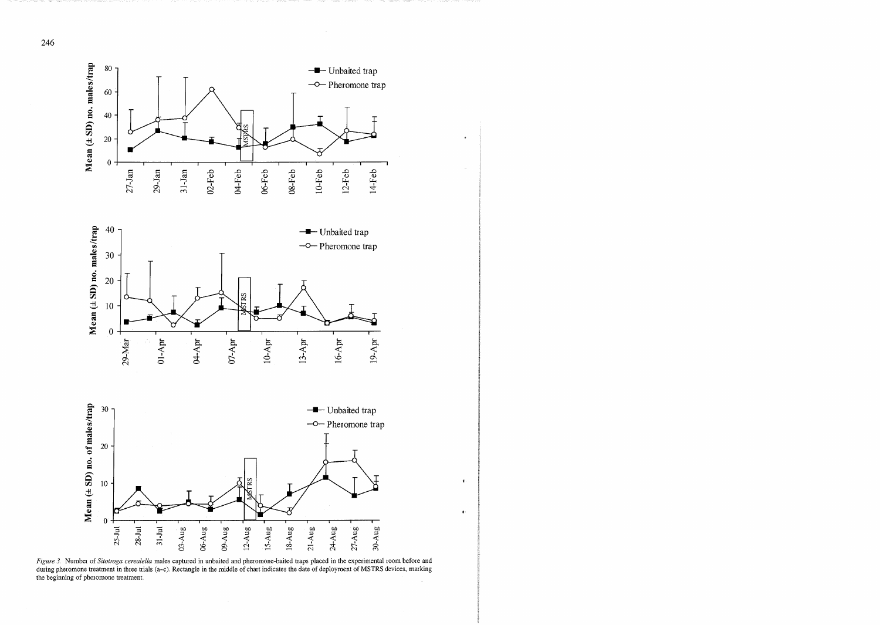*Figure 3.* Number of *Sitotroga cerealella* males captured in unbaited and pheromone-baited traps placed in the experimental room before and during pheromone treatment in three trials (a–c). Rectangle in the middle of chart indicates the date of deployment of MSTRS devices, marking the beginning of pheromone treatment.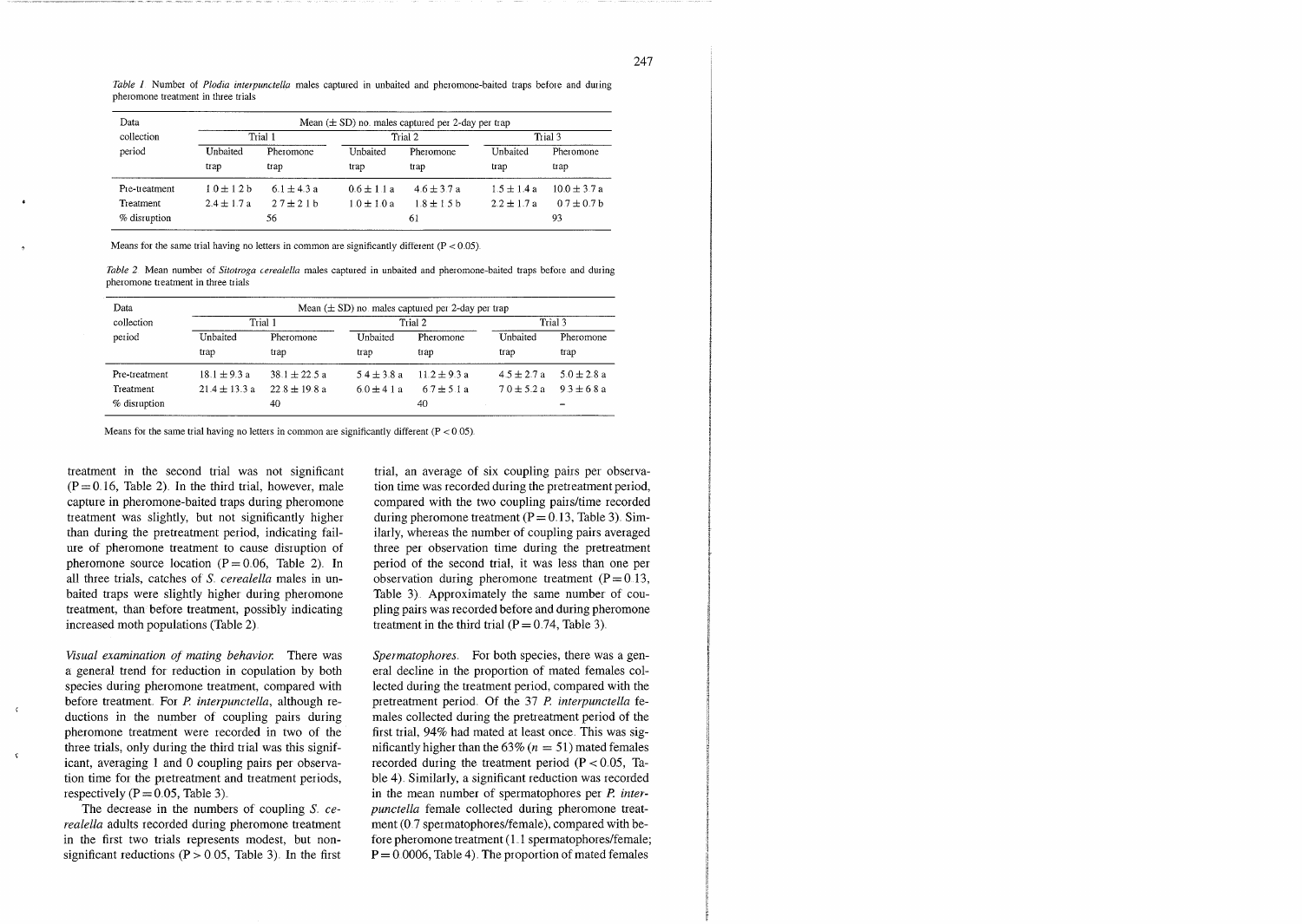*Table 1* Number of *Plodia interpunctella* males captured in unbaited and pheromone-baited traps before and during pheromone treatment in three trials

| Data collection period | Mean (± SD) no. males captured per 2-day per trap | | | | | |
|---|---|---|---|---|---|---|
| | Trial 1 | | Trial 2 | | Trial 3 | |
| | Unbaited trap | Pheromone trap | Unbaited trap | Pheromone trap | Unbaited trap | Pheromone trap |
| Pre-treatment | 1.0 ± 1.2 b | 6.1 ± 4.3 a | 0.6 ± 1.1 a | 4.6 ± 3.7 a | 1.5 ± 1.4 a | 10.0 ± 3.7 a |
| Treatment | 2.4 ± 1.7 a | 2.7 ± 2.1 b | 1.0 ± 1.0 a | 1.8 ± 1.5 b | 2.2 ± 1.7 a | 0.7 ± 0.7 b |
| % disruption | | 56 | | 61 | | 93 |

Means for the same trial having no letters in common are significantly different ($P < 0.05$).

*Table 2* Mean number of *Sitotroga cerealella* males captured in unbaited and pheromone-baited traps before and during pheromone treatment in three trials

| Data collection period | Mean (± SD) no. males captured per 2-day per trap | | | | | |
|---|---|---|---|---|---|---|
| | Trial 1 | | Trial 2 | | Trial 3 | |
| | Unbaited trap | Pheromone trap | Unbaited trap | Pheromone trap | Unbaited trap | Pheromone trap |
| Pre-treatment | 18.1 ± 9.3 a | 38.1 ± 22.5 a | 5.4 ± 3.8 a | 11.2 ± 9.3 a | 4.5 ± 2.7 a | 5.0 ± 2.8 a |
| Treatment | 21.4 ± 13.3 a | 22.8 ± 19.8 a | 6.0 ± 4.1 a | 6.7 ± 5.1 a | 7.0 ± 5.2 a | 9.3 ± 6.8 a |
| % disruption | | 40 | | 40 | | – |

Means for the same trial having no letters in common are significantly different ($P < 0.05$).

treatment in the second trial was not significant ($P = 0.16$, Table 2). In the third trial, however, male capture in pheromone-baited traps during pheromone treatment was slightly, but not significantly higher than during the pretreatment period, indicating failure of pheromone treatment to cause disruption of pheromone source location ($P = 0.06$, Table 2). In all three trials, catches of *S. cerealella* males in unbaited traps were slightly higher during pheromone treatment, than before treatment, possibly indicating increased moth populations (Table 2).

*Visual examination of mating behavior.* There was a general trend for reduction in copulation by both species during pheromone treatment, compared with before treatment. For *P. interpunctella*, although reductions in the number of coupling pairs during pheromone treatment were recorded in two of the three trials, only during the third trial was this significant, averaging 1 and 0 coupling pairs per observation time for the pretreatment and treatment periods, respectively ($P = 0.05$, Table 3).

The decrease in the numbers of coupling *S. cerealella* adults recorded during pheromone treatment in the first two trials represents modest, but nonsignificant reductions ($P > 0.05$, Table 3). In the first trial, an average of six coupling pairs per observation time was recorded during the pretreatment period, compared with the two coupling pairs/time recorded during pheromone treatment ($P = 0.13$, Table 3). Similarly, whereas the number of coupling pairs averaged three per observation time during the pretreatment period of the second trial, it was less than one per observation during pheromone treatment ($P = 0.13$, Table 3). Approximately the same number of coupling pairs was recorded before and during pheromone treatment in the third trial ($P = 0.74$, Table 3).

*Spermatophores.* For both species, there was a general decline in the proportion of mated females collected during the treatment period, compared with the pretreatment period. Of the 37 *P. interpunctella* females collected during the pretreatment period of the first trial, 94% had mated at least once. This was significantly higher than the 63% ($n = 51$) mated females recorded during the treatment period ($P < 0.05$, Table 4). Similarly, a significant reduction was recorded in the mean number of spermatophores per *P. interpunctella* female collected during pheromone treatment (0.7 spermatophores/female), compared with before pheromone treatment (1.1 spermatophores/female; $P = 0.0006$, Table 4). The proportion of mated females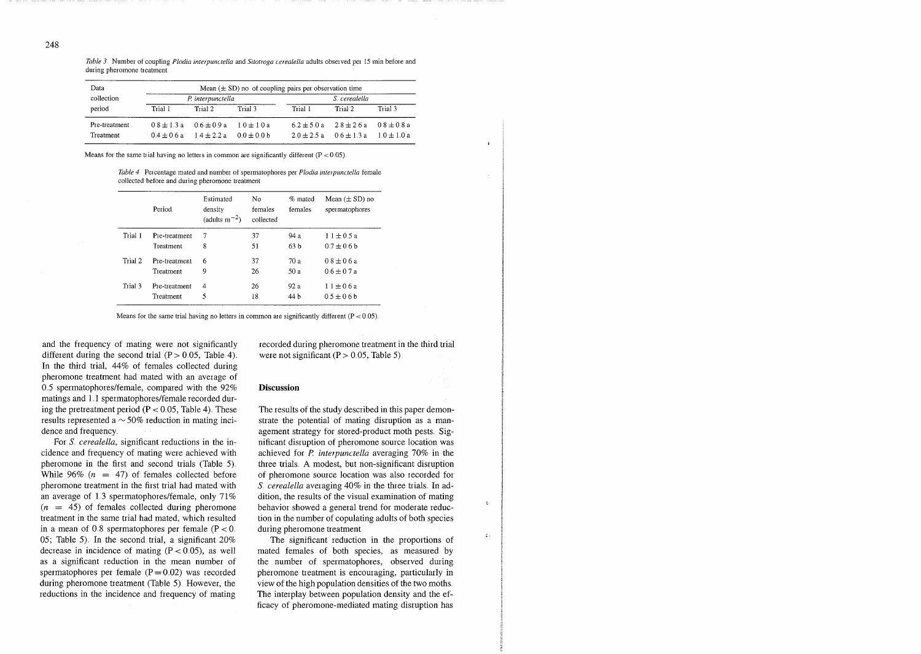*Table 3*. Number of coupling *Plodia interpunctella* and *Sitotroga cerealella* adults observed per 15 min before and during pheromone treatment

| Data collection period | Mean (± SD) no. of coupling pairs per observation time | | | | | |
|---|---|---|---|---|---|---|
| | *P. interpunctella* | | | *S. cerealella* | | |
| | Trial 1 | Trial 2 | Trial 3 | Trial 1 | Trial 2 | Trial 3 |
| Pre-treatment | 0.8 ± 1.3 a | 0.6 ± 0.9 a | 1.0 ± 1.0 a | 6.2 ± 5.0 a | 2.8 ± 2.6 a | 0.8 ± 0.8 a |
| Treatment | 0.4 ± 0.6 a | 1.4 ± 2.2 a | 0.0 ± 0.0 b | 2.0 ± 2.5 a | 0.6 ± 1.3 a | 1.0 ± 1.0 a |

Means for the same trial having no letters in common are significantly different ($P < 0.05$).

*Table 4*. Percentage mated and number of spermatophores per *Plodia interpunctella* female collected before and during pheromone treatment

| | Period | Estimated density (adults m$^{-2}$) | No. females collected | % mated females | Mean (± SD) no. spermatophores |
|---|---|---|---|---|---|
| Trial 1 | Pre-treatment | 7 | 37 | 94 a | 1.1 ± 0.5 a |
| | Treatment | 8 | 51 | 63 b | 0.7 ± 0.6 b |
| Trial 2 | Pre-treatment | 6 | 37 | 70 a | 0.8 ± 0.6 a |
| | Treatment | 9 | 26 | 50 a | 0.6 ± 0.7 a |
| Trial 3 | Pre-treatment | 4 | 26 | 92 a | 1.1 ± 0.6 a |
| | Treatment | 5 | 18 | 44 b | 0.5 ± 0.6 b |

Means for the same trial having no letters in common are significantly different ($P < 0.05$).

and the frequency of mating were not significantly different during the second trial ($P > 0.05$, Table 4). In the third trial, 44% of females collected during pheromone treatment had mated with an average of 0.5 spermatophores/female, compared with the 92% matings and 1.1 spermatophores/female recorded during the pretreatment period ($P < 0.05$, Table 4). These results represented a ~ 50% reduction in mating incidence and frequency.

For *S. cerealella*, significant reductions in the incidence and frequency of mating were achieved with pheromone in the first and second trials (Table 5). While 96% ($n = 47$) of females collected before pheromone treatment in the first trial had mated with an average of 1.3 spermatophores/female, only 71% ($n = 45$) of females collected during pheromone treatment in the same trial had mated, which resulted in a mean of 0.8 spermatophores per female ($P < 0.05$; Table 5). In the second trial, a significant 20% decrease in incidence of mating ($P < 0.05$), as well as a significant reduction in the mean number of spermatophores per female ($P = 0.02$) was recorded during pheromone treatment (Table 5). However, the reductions in the incidence and frequency of mating recorded during pheromone treatment in the third trial were not significant ($P > 0.05$, Table 5).

## Discussion

The results of the study described in this paper demonstrate the potential of mating disruption as a management strategy for stored-product moth pests. Significant disruption of pheromone source location was achieved for *P. interpunctella* averaging 70% in the three trials. A modest, but non-significant disruption of pheromone source location was also recorded for *S. cerealella* averaging 40% in the three trials. In addition, the results of the visual examination of mating behavior showed a general trend for moderate reduction in the number of copulating adults of both species during pheromone treatment.

The significant reduction in the proportions of mated females of both species, as measured by the number of spermatophores, observed during pheromone treatment is encouraging, particularly in view of the high population densities of the two moths. The interplay between population density and the efficacy of pheromone-mediated mating disruption has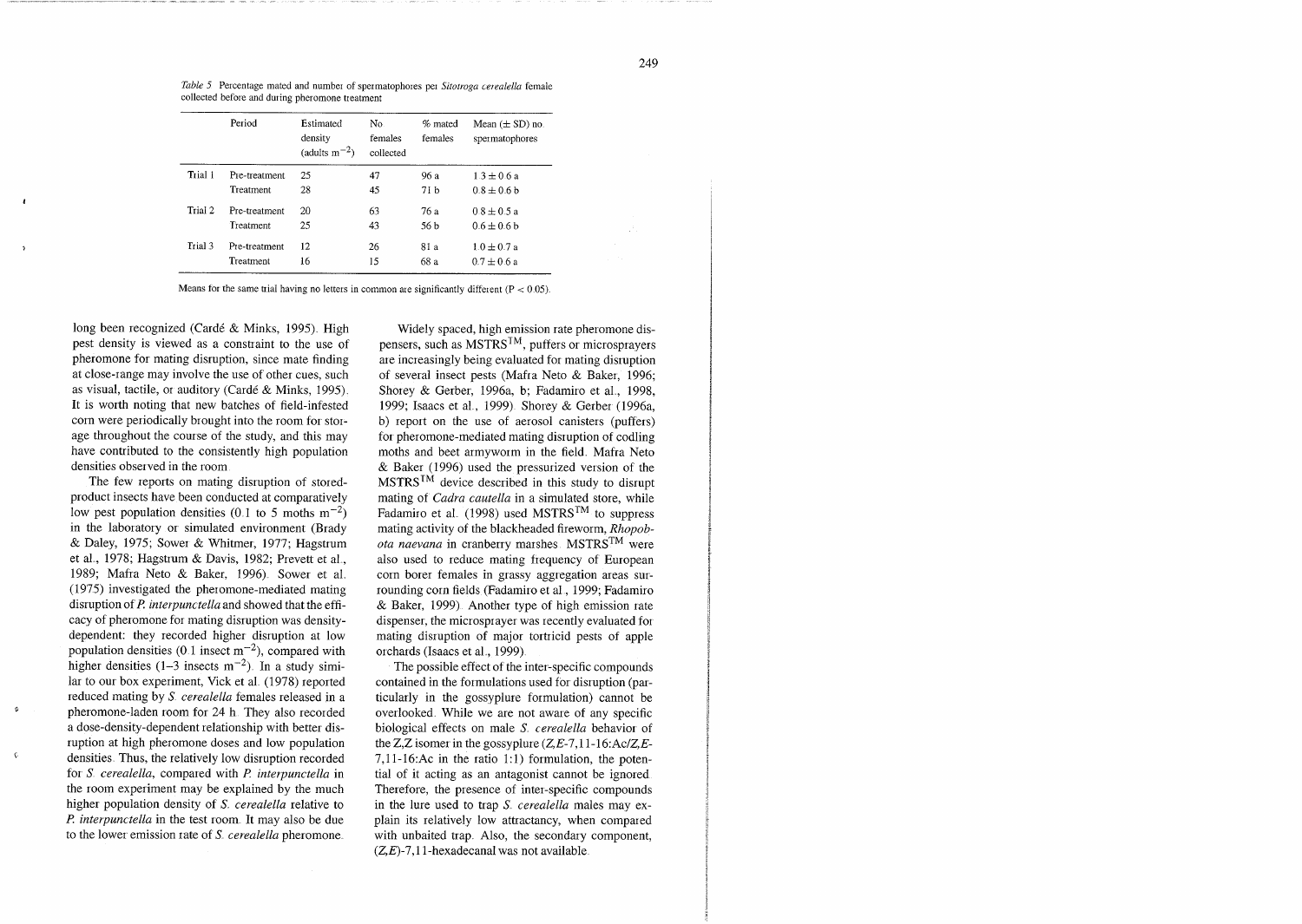*Table 5* Percentage mated and number of spermatophores per *Sitotroga cerealella* female collected before and during pheromone treatment

| | Period | Estimated density (adults $m^{-2}$) | No. females collected | % mated females | Mean (± SD) no. spermatophores |
|---|---|---|---|---|---|
| Trial 1 | Pre-treatment | 25 | 47 | 96 a | 1.3 ± 0.6 a |
| | Treatment | 28 | 45 | 71 b | 0.8 ± 0.6 b |
| Trial 2 | Pre-treatment | 20 | 63 | 76 a | 0.8 ± 0.5 a |
| | Treatment | 25 | 43 | 56 b | 0.6 ± 0.6 b |
| Trial 3 | Pre-treatment | 12 | 26 | 81 a | 1.0 ± 0.7 a |
| | Treatment | 16 | 15 | 68 a | 0.7 ± 0.6 a |

Means for the same trial having no letters in common are significantly different ($P < 0.05$).

long been recognized (Cardé & Minks, 1995). High pest density is viewed as a constraint to the use of pheromone for mating disruption, since mate finding at close-range may involve the use of other cues, such as visual, tactile, or auditory (Cardé & Minks, 1995). It is worth noting that new batches of field-infested corn were periodically brought into the room for storage throughout the course of the study, and this may have contributed to the consistently high population densities observed in the room.

The few reports on mating disruption of stored-product insects have been conducted at comparatively low pest population densities (0.1 to 5 moths $m^{-2}$) in the laboratory or simulated environment (Brady & Daley, 1975; Sower & Whitmer, 1977; Hagstrum et al., 1978; Hagstrum & Davis, 1982; Prevett et al., 1989; Mafra Neto & Baker, 1996). Sower et al. (1975) investigated the pheromone-mediated mating disruption of *P. interpunctella* and showed that the efficacy of pheromone for mating disruption was density-dependent: they recorded higher disruption at low population densities (0.1 insect $m^{-2}$), compared with higher densities (1–3 insects $m^{-2}$). In a study similar to our box experiment, Vick et al. (1978) reported reduced mating by *S. cerealella* females released in a pheromone-laden room for 24 h. They also recorded a dose-density-dependent relationship with better disruption at high pheromone doses and low population densities. Thus, the relatively low disruption recorded for *S. cerealella*, compared with *P. interpunctella* in the room experiment may be explained by the much higher population density of *S. cerealella* relative to *P. interpunctella* in the test room. It may also be due to the lower emission rate of *S. cerealella* pheromone.

Widely spaced, high emission rate pheromone dispensers, such as MSTRS™, puffers or microsprayers are increasingly being evaluated for mating disruption of several insect pests (Mafra Neto & Baker, 1996; Shorey & Gerber, 1996a, b; Fadamiro et al., 1998, 1999; Isaacs et al., 1999). Shorey & Gerber (1996a, b) report on the use of aerosol canisters (puffers) for pheromone-mediated mating disruption of codling moths and beet armyworm in the field. Mafra Neto & Baker (1996) used the pressurized version of the MSTRS™ device described in this study to disrupt mating of *Cadra cautella* in a simulated store, while Fadamiro et al. (1998) used MSTRS™ to suppress mating activity of the blackheaded fireworm, *Rhopobota naevana* in cranberry marshes. MSTRS™ were also used to reduce mating frequency of European corn borer females in grassy aggregation areas surrounding corn fields (Fadamiro et al., 1999; Fadamiro & Baker, 1999). Another type of high emission rate dispenser, the microsprayer was recently evaluated for mating disruption of major tortricid pests of apple orchards (Isaacs et al., 1999).

The possible effect of the inter-specific compounds contained in the formulations used for disruption (particularly in the gossyplure formulation) cannot be overlooked. While we are not aware of any specific biological effects on male *S. cerealella* behavior of the Z,Z isomer in the gossyplure (*Z,E*-7,11-16:Ac/*Z,E*-7,11-16:Ac in the ratio 1:1) formulation, the potential of it acting as an antagonist cannot be ignored. Therefore, the presence of inter-specific compounds in the lure used to trap *S. cerealella* males may explain its relatively low attractancy, when compared with unbaited trap. Also, the secondary component, (*Z,E*)-7,11-hexadecanal was not available.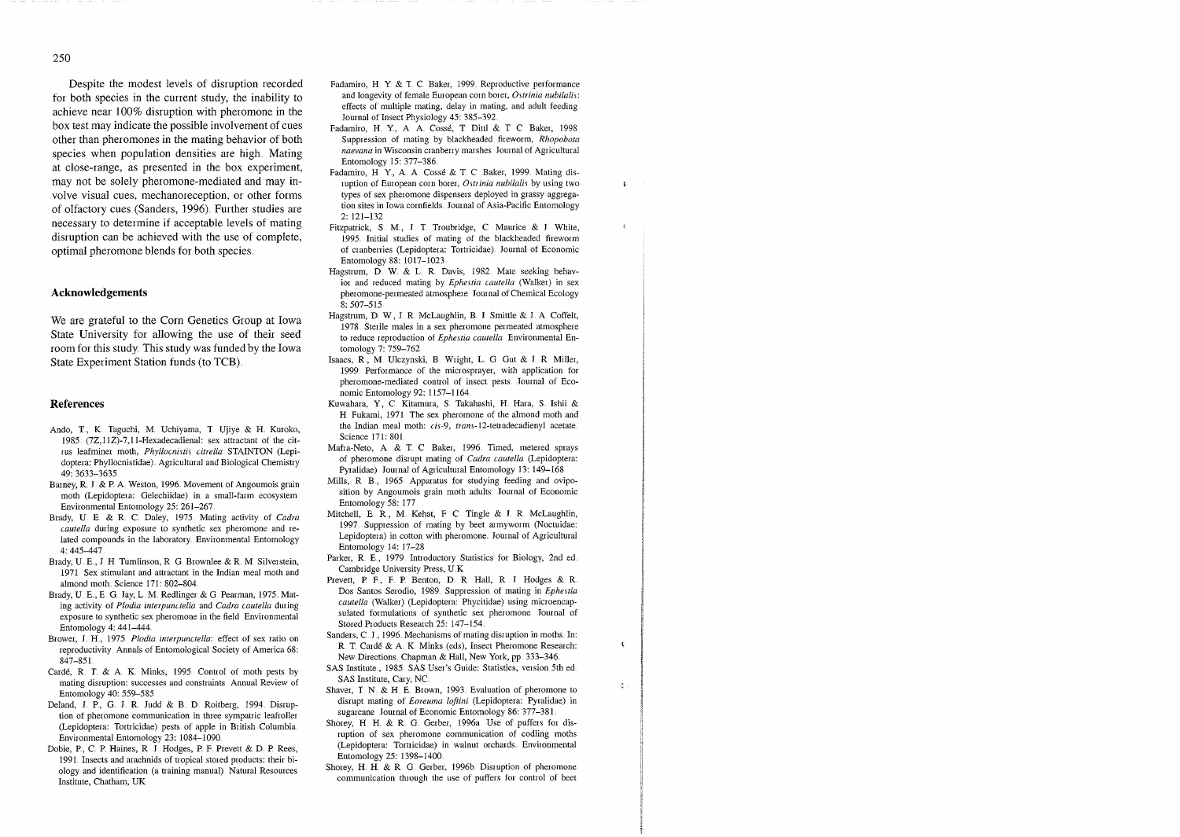Despite the modest levels of disruption recorded for both species in the current study, the inability to achieve near 100% disruption with pheromone in the box test may indicate the possible involvement of cues other than pheromones in the mating behavior of both species when population densities are high. Mating at close-range, as presented in the box experiment, may not be solely pheromone-mediated and may involve visual cues, mechanoreception, or other forms of olfactory cues (Sanders, 1996). Further studies are necessary to determine if acceptable levels of mating disruption can be achieved with the use of complete, optimal pheromone blends for both species.

## Acknowledgements

We are grateful to the Corn Genetics Group at Iowa State University for allowing the use of their seed room for this study. This study was funded by the Iowa State Experiment Station funds (to TCB).

## References

Ando, T., K. Taguchi, M. Uchiyama, T. Ujiye & H. Kuroko, 1985. (7Z,11Z)-7,11-Hexadecadienal: sex attractant of the citrus leafminer moth, *Phyllocnistis citrella* STAINTON (Lepidoptera: Phyllocnistidae). Agricultural and Biological Chemistry 49: 3633–3635.

Barney, R. J. & P. A. Weston, 1996. Movement of Angoumois grain moth (Lepidoptera: Gelechiidae) in a small-farm ecosystem. Environmental Entomology 25: 261–267.

Brady, U. E. & R. C. Daley, 1975. Mating activity of *Cadra cautella* during exposure to synthetic sex pheromone and related compounds in the laboratory. Environmental Entomology 4: 445–447.

Brady, U. E., J. H. Tumlinson, R. G. Brownlee & R. M. Silverstein, 1971. Sex stimulant and attractant in the Indian meal moth and almond moth. Science 171: 802–804.

Brady, U. E., E. G. Jay, L. M. Redlinger & G. Pearman, 1975. Mating activity of *Plodia interpunctella* and *Cadra cautella* during exposure to synthetic sex pheromone in the field. Environmental Entomology 4: 441–444.

Brower, J. H., 1975. *Plodia interpunctella*: effect of sex ratio on reproductivity. Annals of Entomological Society of America 68: 847–851.

Cardé, R. T. & A. K. Minks, 1995. Control of moth pests by mating disruption: successes and constraints. Annual Review of Entomology 40: 559–585.

Deland, J. P., G. J. R. Judd & B. D. Roitberg, 1994. Disruption of pheromone communication in three sympatric leafroller (Lepidoptera: Tortricidae) pests of apple in British Columbia. Environmental Entomology 23: 1084–1090.

Dobie, P., C. P. Haines, R. J. Hodges, P. F. Prevett & D. P. Rees, 1991. Insects and arachnids of tropical stored products: their biology and identification (a training manual). Natural Resources Institute, Chatham, UK.

Fadamiro, H. Y. & T. C. Baker, 1999. Reproductive performance and longevity of female European corn borer, *Ostrinia nubilalis*: effects of multiple mating, delay in mating, and adult feeding. Journal of Insect Physiology 45: 385–392.

Fadamiro, H. Y., A. A. Cossé, T. Dittl & T. C. Baker, 1998. Suppression of mating by blackheaded fireworm, *Rhopobota naevana* in Wisconsin cranberry marshes. Journal of Agricultural Entomology 15: 377–386.

Fadamiro, H. Y., A. A. Cossé & T. C. Baker, 1999. Mating disruption of European corn borer, *Ostrinia nubilalis* by using two types of sex pheromone dispensers deployed in grassy aggregation sites in Iowa cornfields. Journal of Asia-Pacific Entomology 2: 121–132.

Fitzpatrick, S. M., J. T. Troubridge, C. Maurice & J. White, 1995. Initial studies of mating of the blackheaded fireworm of cranberries (Lepidoptera: Tortricidae). Journal of Economic Entomology 88: 1017–1023.

Hagstrum, D. W. & L. R. Davis, 1982. Mate seeking behavior and reduced mating by *Ephestia cautella* (Walker) in sex pheromone-permeated atmosphere. Journal of Chemical Ecology 8: 507–515.

Hagstrum, D. W., J. R. McLaughlin, B. J. Smittle & J. A. Coffelt, 1978. Sterile males in a sex pheromone permeated atmosphere to reduce reproduction of *Ephestia cautella*. Environmental Entomology 7: 759–762.

Isaacs, R., M. Ulczynski, B. Wright, L. G. Gut & J. R. Miller, 1999. Performance of the microsprayer, with application for pheromone-mediated control of insect pests. Journal of Economic Entomology 92: 1157–1164.

Kuwahara, Y., C. Kitamura, S. Takahashi, H. Hara, S. Ishii & H. Fukami, 1971. The sex pheromone of the almond moth and the Indian meal moth: *cis*-9, *trans*-12-tetradecadienyl acetate. Science 171: 801.

Mafra-Neto, A. & T. C. Baker, 1996. Timed, metered sprays of pheromone disrupt mating of *Cadra cautella* (Lepidoptera: Pyralidae). Journal of Agricultural Entomology 13: 149–168.

Mills, R. B., 1965. Apparatus for studying feeding and oviposition by Angoumois grain moth adults. Journal of Economic Entomology 58: 177.

Mitchell, E. R., M. Kehat, F. C. Tingle & J. R. McLaughlin, 1997. Suppression of mating by beet armyworm (Noctuidae: Lepidoptera) in cotton with pheromone. Journal of Agricultural Entomology 14: 17–28.

Parker, R. E., 1979. Introductory Statistics for Biology, 2nd ed. Cambridge University Press, U.K.

Prevett, P. F., F. P. Benton, D. R. Hall, R. J. Hodges & R. Dos Santos Serodio, 1989. Suppression of mating in *Ephestia cautella* (Walker) (Lepidoptera: Phycitidae) using microencapsulated formulations of synthetic sex pheromone. Journal of Stored Products Research 25: 147–154.

Sanders, C. J., 1996. Mechanisms of mating disruption in moths. In: R. T. Cardé & A. K. Minks (eds), Insect Pheromone Research: New Directions. Chapman & Hall, New York, pp. 333–346.

SAS Institute., 1985. SAS User's Guide: Statistics, version 5th ed. SAS Institute, Cary, NC.

Shaver, T. N. & H. E. Brown, 1993. Evaluation of pheromone to disrupt mating of *Eoreuma loftini* (Lepidoptera: Pyralidae) in sugarcane. Journal of Economic Entomology 86: 377–381.

Shorey, H. H. & R. G. Gerber, 1996a. Use of puffers for disruption of sex pheromone communication of codling moths (Lepidoptera: Tortricidae) in walnut orchards. Environmental Entomology 25: 1398–1400.

Shorey, H. H. & R. G. Gerber, 1996b. Disruption of pheromone communication through the use of puffers for control of beet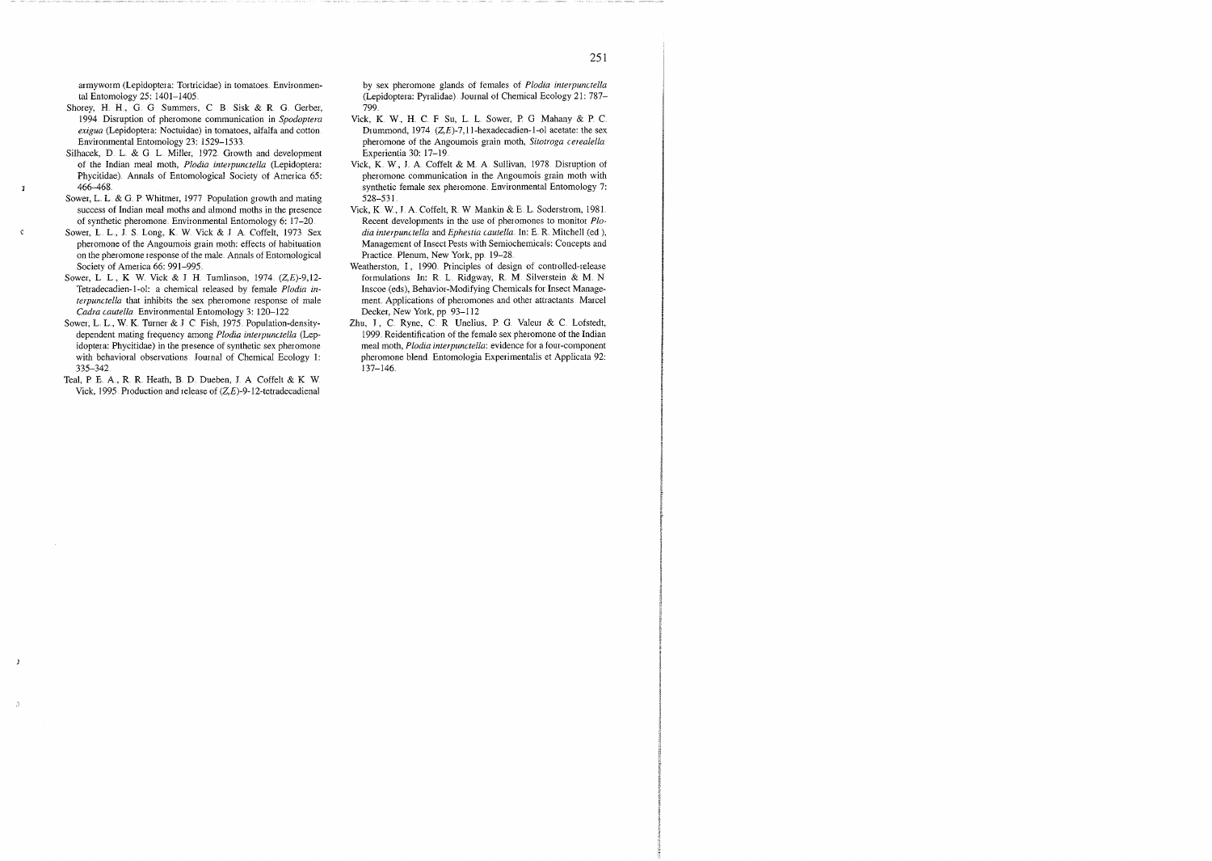armyworm (Lepidoptera: Tortricidae) in tomatoes. Environmental Entomology 25: 1401–1405.

Shorey, H. H., G. G. Summers, C. B. Sisk & R. G. Gerber, 1994. Disruption of pheromone communication in *Spodoptera exigua* (Lepidoptera: Noctuidae) in tomatoes, alfalfa and cotton. Environmental Entomology 23: 1529–1533.

Silhacek, D. L. & G. L. Miller, 1972. Growth and development of the Indian meal moth, *Plodia interpunctella* (Lepidoptera: Phycitidae). Annals of Entomological Society of America 65: 466–468.

Sower, L. L. & G. P. Whitmer, 1977. Population growth and mating success of Indian meal moths and almond moths in the presence of synthetic pheromone. Environmental Entomology 6: 17–20.

Sower, L. L., J. S. Long, K. W. Vick & J. A. Coffelt, 1973. Sex pheromone of the Angoumois grain moth: effects of habituation on the pheromone response of the male. Annals of Entomological Society of America 66: 991–995.

Sower, L. L., K. W. Vick & J. H. Tumlinson, 1974. (*Z,E*)-9,12-Tetradecadien-1-ol: a chemical released by female *Plodia interpunctella* that inhibits the sex pheromone response of male *Cadra cautella*. Environmental Entomology 3: 120–122.

Sower, L. L., W. K. Turner & J. C. Fish, 1975. Population-density-dependent mating frequency among *Plodia interpunctella* (Lepidoptera: Phycitidae) in the presence of synthetic sex pheromone with behavioral observations. Journal of Chemical Ecology 1: 335–342.

Teal, P. E. A., R. R. Heath, B. D. Dueben, J. A. Coffelt & K. W. Vick, 1995. Production and release of (*Z,E*)-9-12-tetradecadienal by sex pheromone glands of females of *Plodia interpunctella* (Lepidoptera: Pyralidae). Journal of Chemical Ecology 21: 787–799.

Vick, K. W., H. C. F. Su, L. L. Sower, P. G. Mahany & P. C. Drummond, 1974. (*Z,E*)-7,11-hexadecadien-1-ol acetate: the sex pheromone of the Angoumois grain moth, *Sitotroga cerealella*. Experientia 30: 17–19.

Vick, K. W., J. A. Coffelt & M. A. Sullivan, 1978. Disruption of pheromone communication in the Angoumois grain moth with synthetic female sex pheromone. Environmental Entomology 7: 528–531.

Vick, K. W., J. A. Coffelt, R. W. Mankin & E. L. Soderstrom, 1981. Recent developments in the use of pheromones to monitor *Plodia interpunctella* and *Ephestia cautella*. In: E. R. Mitchell (ed.), Management of Insect Pests with Semiochemicals: Concepts and Practice. Plenum, New York, pp. 19–28.

Weatherston, I., 1990. Principles of design of controlled-release formulations. In: R. L. Ridgway, R. M. Silverstein & M. N. Inscoe (eds), Behavior-Modifying Chemicals for Insect Management. Applications of pheromones and other attractants. Marcel Decker, New York, pp. 93–112.

Zhu, J., C. Ryne, C. R. Unelius, P. G. Valeur & C. Lofstedt, 1999. Reidentification of the female sex pheromone of the Indian meal moth, *Plodia interpunctella*: evidence for a four-component pheromone blend. Entomologia Experimentalis et Applicata 92: 137–146.